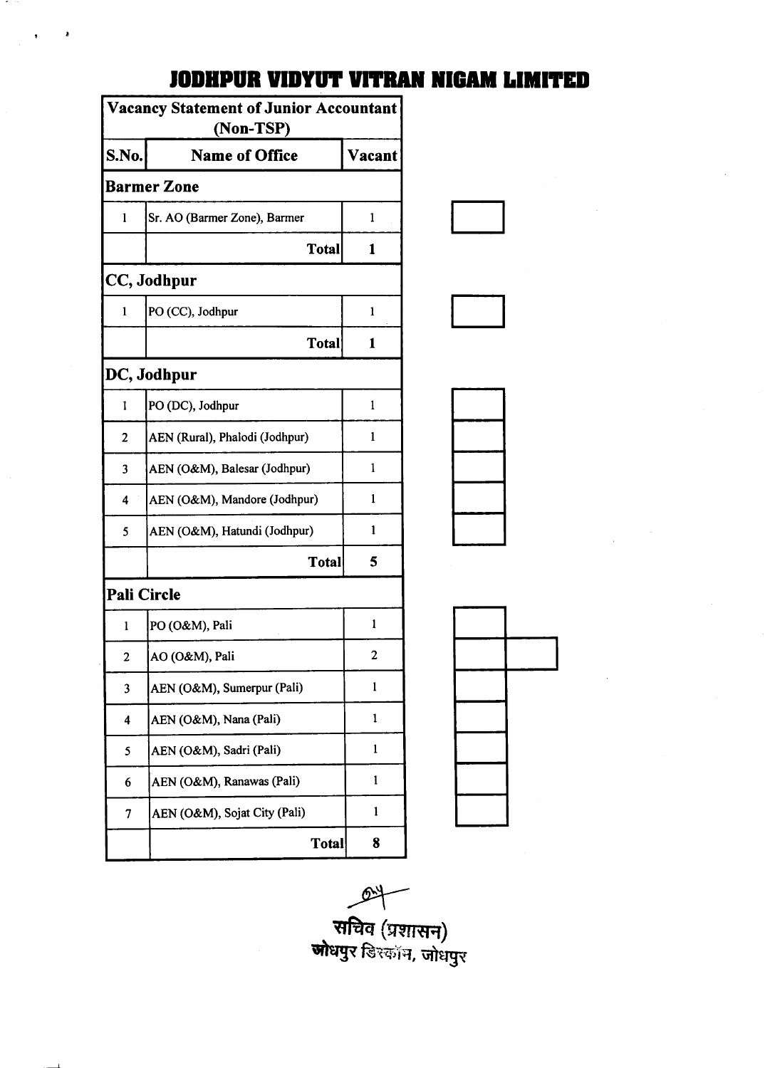# JODHPUR VIDYUT VITRAN NIGAM LIMITED

| Vacancy Statement of Junior Accountant (Non-TSP) | | |
|---|---|---|
| **S.No.** | **Name of Office** | **Vacant** |
| **Barmer Zone** | | |
| 1 | Sr. AO (Barmer Zone), Barmer | 1 |
| | **Total** | **1** |
| **CC, Jodhpur** | | |
| 1 | PO (CC), Jodhpur | 1 |
| | **Total** | **1** |
| **DC, Jodhpur** | | |
| 1 | PO (DC), Jodhpur | 1 |
| 2 | AEN (Rural), Phalodi (Jodhpur) | 1 |
| 3 | AEN (O&M), Balesar (Jodhpur) | 1 |
| 4 | AEN (O&M), Mandore (Jodhpur) | 1 |
| 5 | AEN (O&M), Hatundi (Jodhpur) | 1 |
| | **Total** | **5** |
| **Pali Circle** | | |
| 1 | PO (O&M), Pali | 1 |
| 2 | AO (O&M), Pali | 2 |
| 3 | AEN (O&M), Sumerpur (Pali) | 1 |
| 4 | AEN (O&M), Nana (Pali) | 1 |
| 5 | AEN (O&M), Sadri (Pali) | 1 |
| 6 | AEN (O&M), Ranawas (Pali) | 1 |
| 7 | AEN (O&M), Sojat City (Pali) | 1 |
| | **Total** | **8** |

सचिव (प्रशासन)
जोधपुर डिस्कॉम, जोधपुर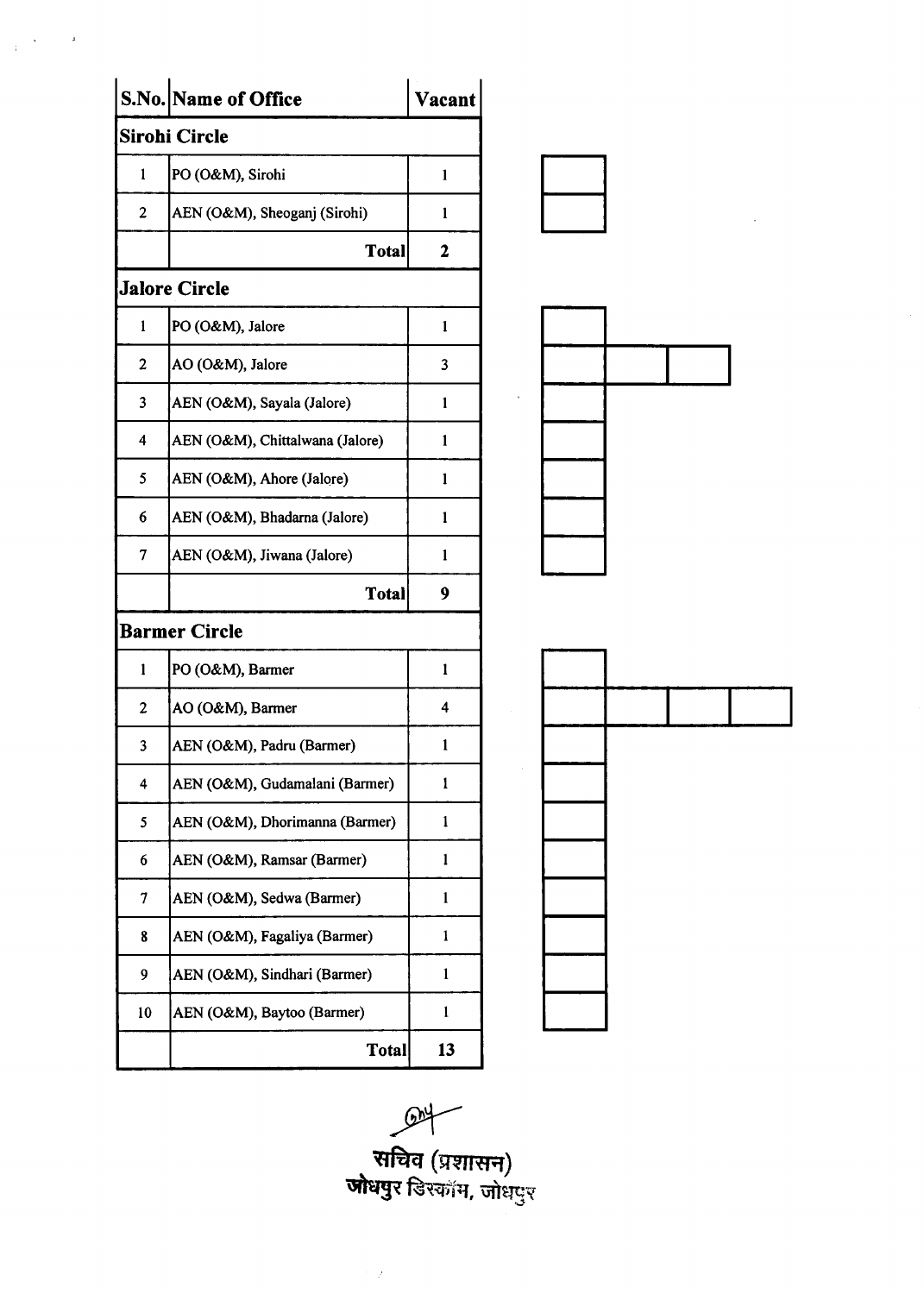| S.No. | Name of Office | Vacant |
|---|---|---|
| **Sirohi Circle** | | |
| 1 | PO (O&M), Sirohi | 1 |
| 2 | AEN (O&M), Sheoganj (Sirohi) | 1 |
| | **Total** | **2** |
| **Jalore Circle** | | |
| 1 | PO (O&M), Jalore | 1 |
| 2 | AO (O&M), Jalore | 3 |
| 3 | AEN (O&M), Sayala (Jalore) | 1 |
| 4 | AEN (O&M), Chittalwana (Jalore) | 1 |
| 5 | AEN (O&M), Ahore (Jalore) | 1 |
| 6 | AEN (O&M), Bhadarna (Jalore) | 1 |
| 7 | AEN (O&M), Jiwana (Jalore) | 1 |
| | **Total** | **9** |
| **Barmer Circle** | | |
| 1 | PO (O&M), Barmer | 1 |
| 2 | AO (O&M), Barmer | 4 |
| 3 | AEN (O&M), Padru (Barmer) | 1 |
| 4 | AEN (O&M), Gudamalani (Barmer) | 1 |
| 5 | AEN (O&M), Dhorimanna (Barmer) | 1 |
| 6 | AEN (O&M), Ramsar (Barmer) | 1 |
| 7 | AEN (O&M), Sedwa (Barmer) | 1 |
| 8 | AEN (O&M), Fagaliya (Barmer) | 1 |
| 9 | AEN (O&M), Sindhari (Barmer) | 1 |
| 10 | AEN (O&M), Baytoo (Barmer) | 1 |
| | **Total** | **13** |

सचिव (प्रशासन)
जोधपुर डिस्कॉम, जोधपुर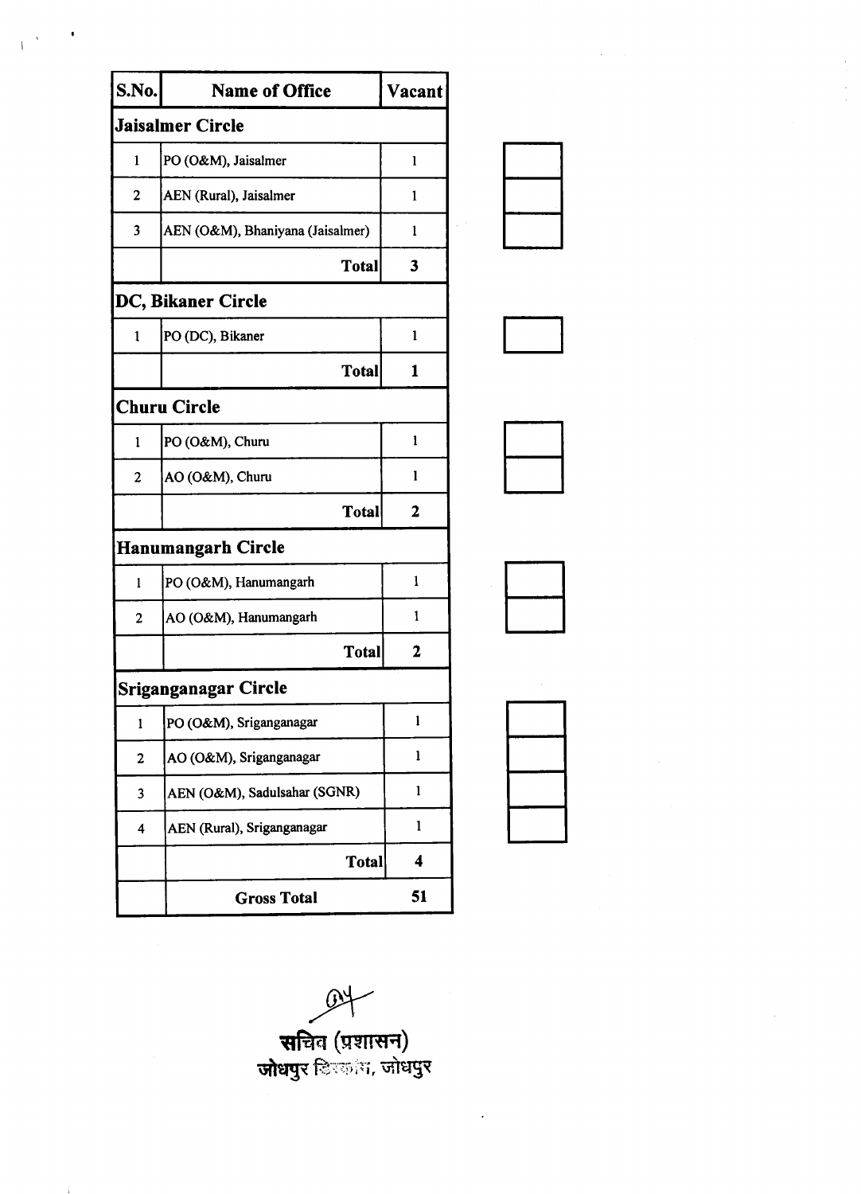| S.No. | Name of Office | Vacant |
|---|---|---|
| **Jaisalmer Circle** | | |
| 1 | PO (O&M), Jaisalmer | 1 |
| 2 | AEN (Rural), Jaisalmer | 1 |
| 3 | AEN (O&M), Bhaniyana (Jaisalmer) | 1 |
| | **Total** | **3** |
| **DC, Bikaner Circle** | | |
| 1 | PO (DC), Bikaner | 1 |
| | **Total** | **1** |
| **Churu Circle** | | |
| 1 | PO (O&M), Churu | 1 |
| 2 | AO (O&M), Churu | 1 |
| | **Total** | **2** |
| **Hanumangarh Circle** | | |
| 1 | PO (O&M), Hanumangarh | 1 |
| 2 | AO (O&M), Hanumangarh | 1 |
| | **Total** | **2** |
| **Sriganganagar Circle** | | |
| 1 | PO (O&M), Sriganganagar | 1 |
| 2 | AO (O&M), Sriganganagar | 1 |
| 3 | AEN (O&M), Sadulsahar (SGNR) | 1 |
| 4 | AEN (Rural), Sriganganagar | 1 |
| | **Total** | **4** |
| | **Gross Total** | **51** |

**सचिव (प्रशासन)**
**जोधपुर डिस्कॉम, जोधपुर**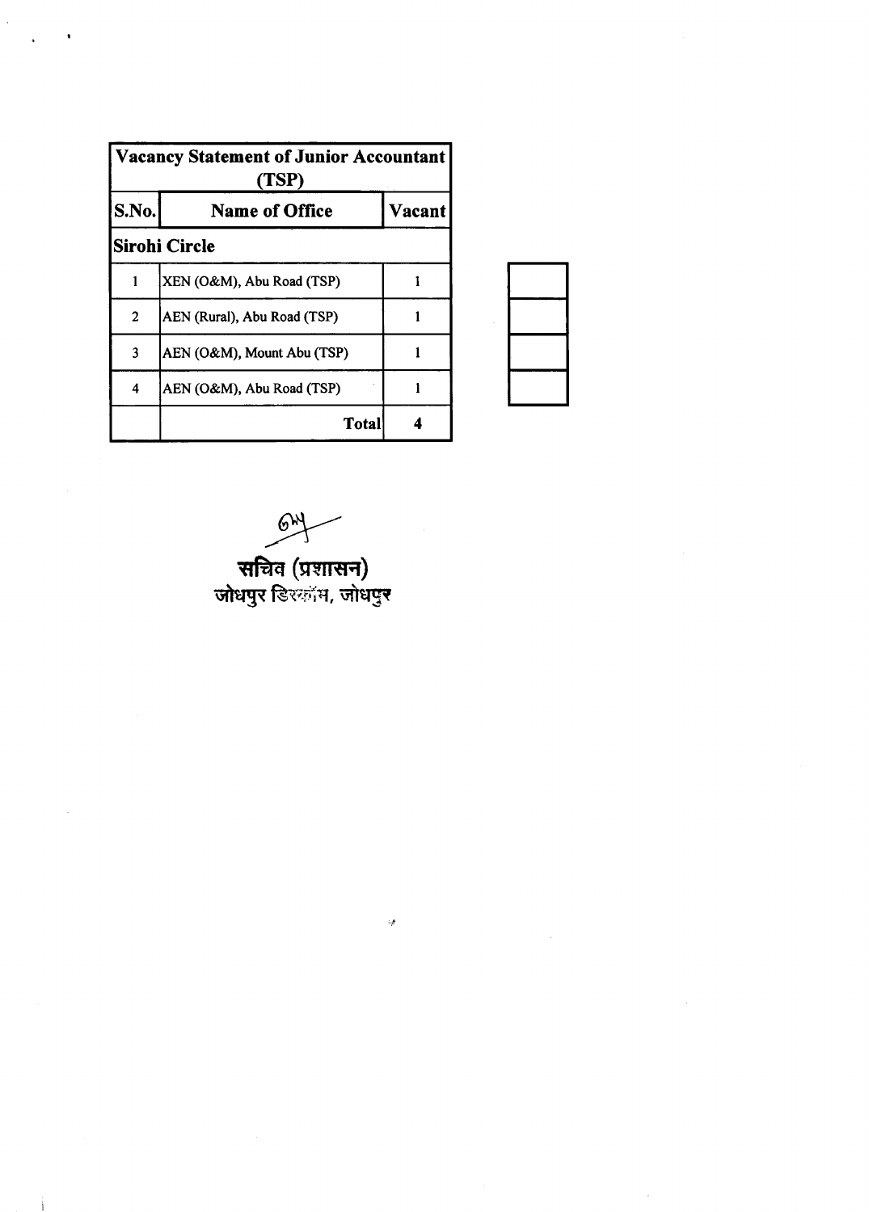| Vacancy Statement of Junior Accountant (TSP) | | |
|---|---|---|
| **S.No.** | **Name of Office** | **Vacant** |
| **Sirohi Circle** | | |
| 1 | XEN (O&M), Abu Road (TSP) | 1 |
| 2 | AEN (Rural), Abu Road (TSP) | 1 |
| 3 | AEN (O&M), Mount Abu (TSP) | 1 |
| 4 | AEN (O&M), Abu Road (TSP) | 1 |
| | **Total** | **4** |

**सचिव (प्रशासन)**
**जोधपुर डिस्कॉम, जोधपुर**